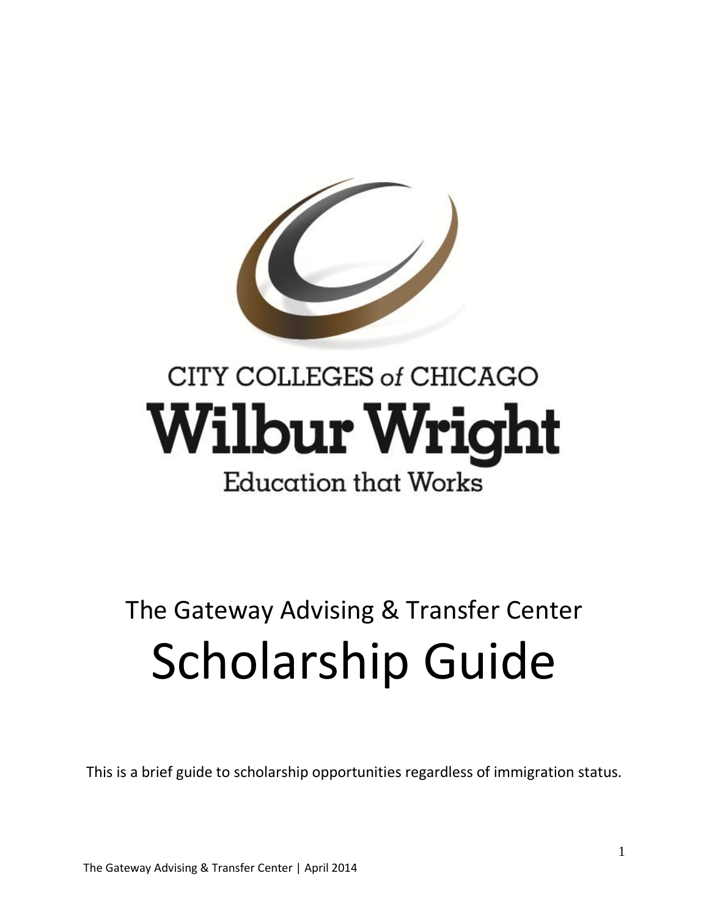CITY COLLEGES of CHICAGO

**Wilbur Wright**

Education that Works

# The Gateway Advising & Transfer Center

# Scholarship Guide

This is a brief guide to scholarship opportunities regardless of immigration status.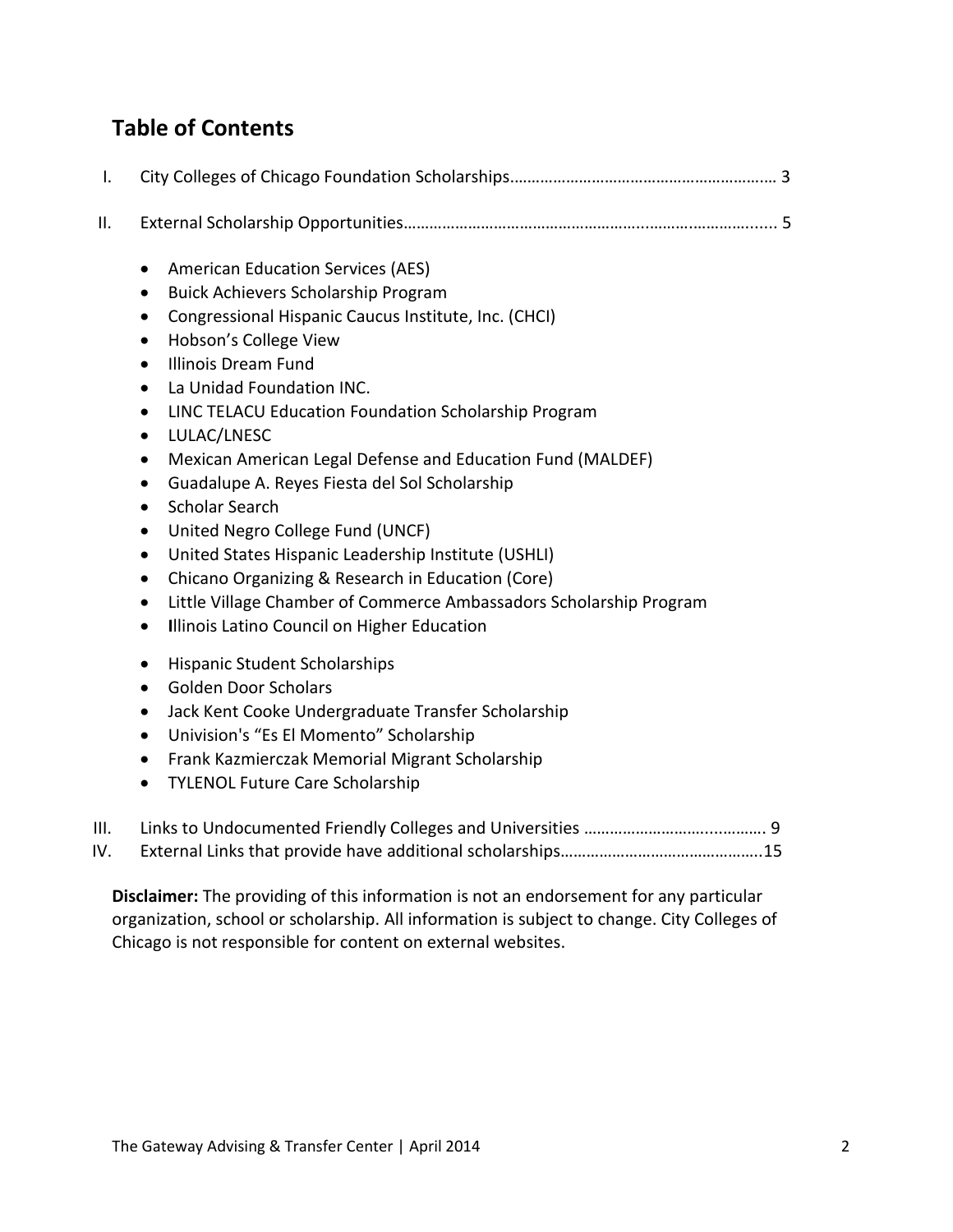## Table of Contents

I. City Colleges of Chicago Foundation Scholarships…………………………………………………… 3

II. External Scholarship Opportunities……………………………………………..…………………...... 5

- American Education Services (AES)
- Buick Achievers Scholarship Program
- Congressional Hispanic Caucus Institute, Inc. (CHCI)
- Hobson's College View
- Illinois Dream Fund
- La Unidad Foundation INC.
- LINC TELACU Education Foundation Scholarship Program
- LULAC/LNESC
- Mexican American Legal Defense and Education Fund (MALDEF)
- Guadalupe A. Reyes Fiesta del Sol Scholarship
- Scholar Search
- United Negro College Fund (UNCF)
- United States Hispanic Leadership Institute (USHLI)
- Chicano Organizing & Research in Education (Core)
- Little Village Chamber of Commerce Ambassadors Scholarship Program
- Illinois Latino Council on Higher Education
- Hispanic Student Scholarships
- Golden Door Scholars
- Jack Kent Cooke Undergraduate Transfer Scholarship
- Univision's "Es El Momento" Scholarship
- Frank Kazmierczak Memorial Migrant Scholarship
- TYLENOL Future Care Scholarship

III. Links to Undocumented Friendly Colleges and Universities ……………………..……… 9

IV. External Links that provide have additional scholarships………………………………….15

**Disclaimer:** The providing of this information is not an endorsement for any particular organization, school or scholarship. All information is subject to change. City Colleges of Chicago is not responsible for content on external websites.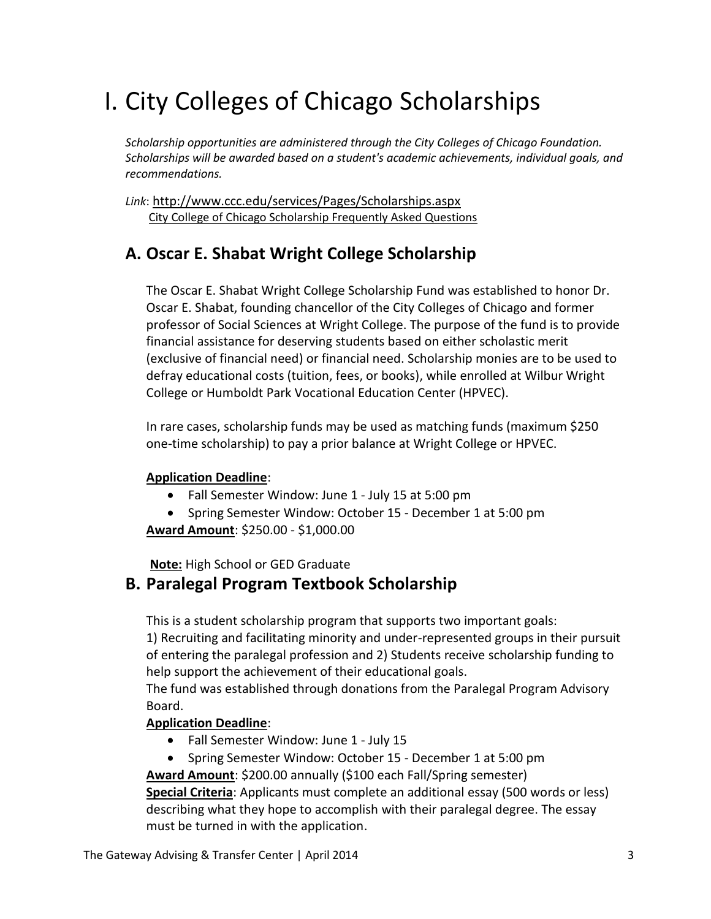# I. City Colleges of Chicago Scholarships

*Scholarship opportunities are administered through the City Colleges of Chicago Foundation. Scholarships will be awarded based on a student's academic achievements, individual goals, and recommendations.*

*Link*: http://www.ccc.edu/services/Pages/Scholarships.aspx
City College of Chicago Scholarship Frequently Asked Questions

## A. Oscar E. Shabat Wright College Scholarship

The Oscar E. Shabat Wright College Scholarship Fund was established to honor Dr. Oscar E. Shabat, founding chancellor of the City Colleges of Chicago and former professor of Social Sciences at Wright College. The purpose of the fund is to provide financial assistance for deserving students based on either scholastic merit (exclusive of financial need) or financial need. Scholarship monies are to be used to defray educational costs (tuition, fees, or books), while enrolled at Wilbur Wright College or Humboldt Park Vocational Education Center (HPVEC).

In rare cases, scholarship funds may be used as matching funds (maximum $250 one-time scholarship) to pay a prior balance at Wright College or HPVEC.

**Application Deadline**:

- Fall Semester Window: June 1 - July 15 at 5:00 pm
- Spring Semester Window: October 15 - December 1 at 5:00 pm

**Award Amount**: $250.00 - $1,000.00

**Note:** High School or GED Graduate

## B. Paralegal Program Textbook Scholarship

This is a student scholarship program that supports two important goals:
1) Recruiting and facilitating minority and under-represented groups in their pursuit of entering the paralegal profession and 2) Students receive scholarship funding to help support the achievement of their educational goals.
The fund was established through donations from the Paralegal Program Advisory Board.

**Application Deadline**:

- Fall Semester Window: June 1 - July 15
- Spring Semester Window: October 15 - December 1 at 5:00 pm

**Award Amount**: $200.00 annually ($100 each Fall/Spring semester)
**Special Criteria**: Applicants must complete an additional essay (500 words or less) describing what they hope to accomplish with their paralegal degree. The essay must be turned in with the application.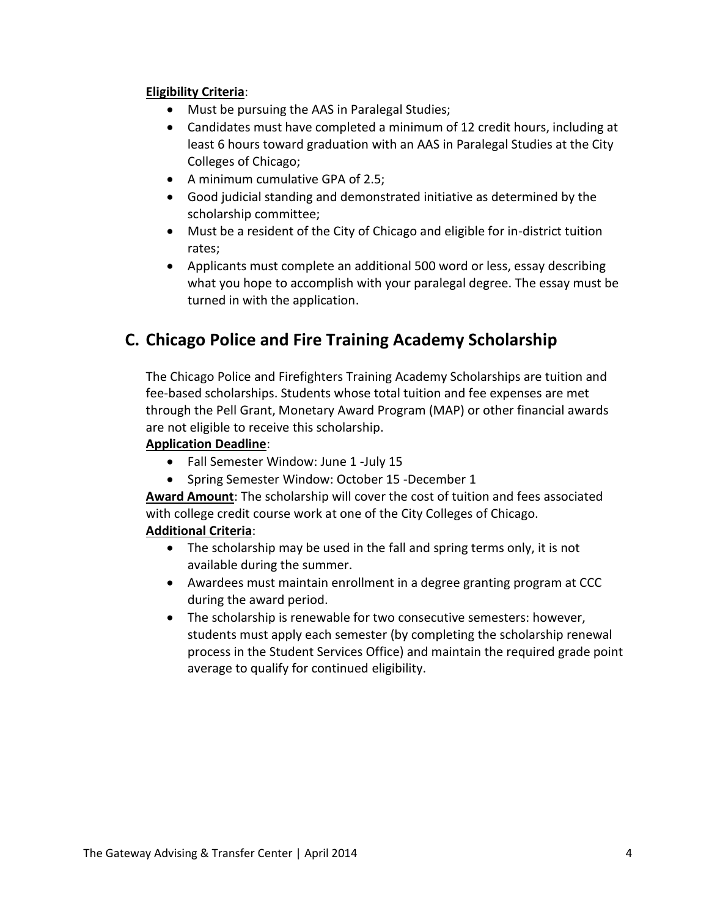**Eligibility Criteria**:

- Must be pursuing the AAS in Paralegal Studies;
- Candidates must have completed a minimum of 12 credit hours, including at least 6 hours toward graduation with an AAS in Paralegal Studies at the City Colleges of Chicago;
- A minimum cumulative GPA of 2.5;
- Good judicial standing and demonstrated initiative as determined by the scholarship committee;
- Must be a resident of the City of Chicago and eligible for in-district tuition rates;
- Applicants must complete an additional 500 word or less, essay describing what you hope to accomplish with your paralegal degree. The essay must be turned in with the application.

## C. Chicago Police and Fire Training Academy Scholarship

The Chicago Police and Firefighters Training Academy Scholarships are tuition and fee-based scholarships. Students whose total tuition and fee expenses are met through the Pell Grant, Monetary Award Program (MAP) or other financial awards are not eligible to receive this scholarship.

**Application Deadline**:

- Fall Semester Window: June 1 -July 15
- Spring Semester Window: October 15 -December 1

**Award Amount**: The scholarship will cover the cost of tuition and fees associated with college credit course work at one of the City Colleges of Chicago.

**Additional Criteria**:

- The scholarship may be used in the fall and spring terms only, it is not available during the summer.
- Awardees must maintain enrollment in a degree granting program at CCC during the award period.
- The scholarship is renewable for two consecutive semesters: however, students must apply each semester (by completing the scholarship renewal process in the Student Services Office) and maintain the required grade point average to qualify for continued eligibility.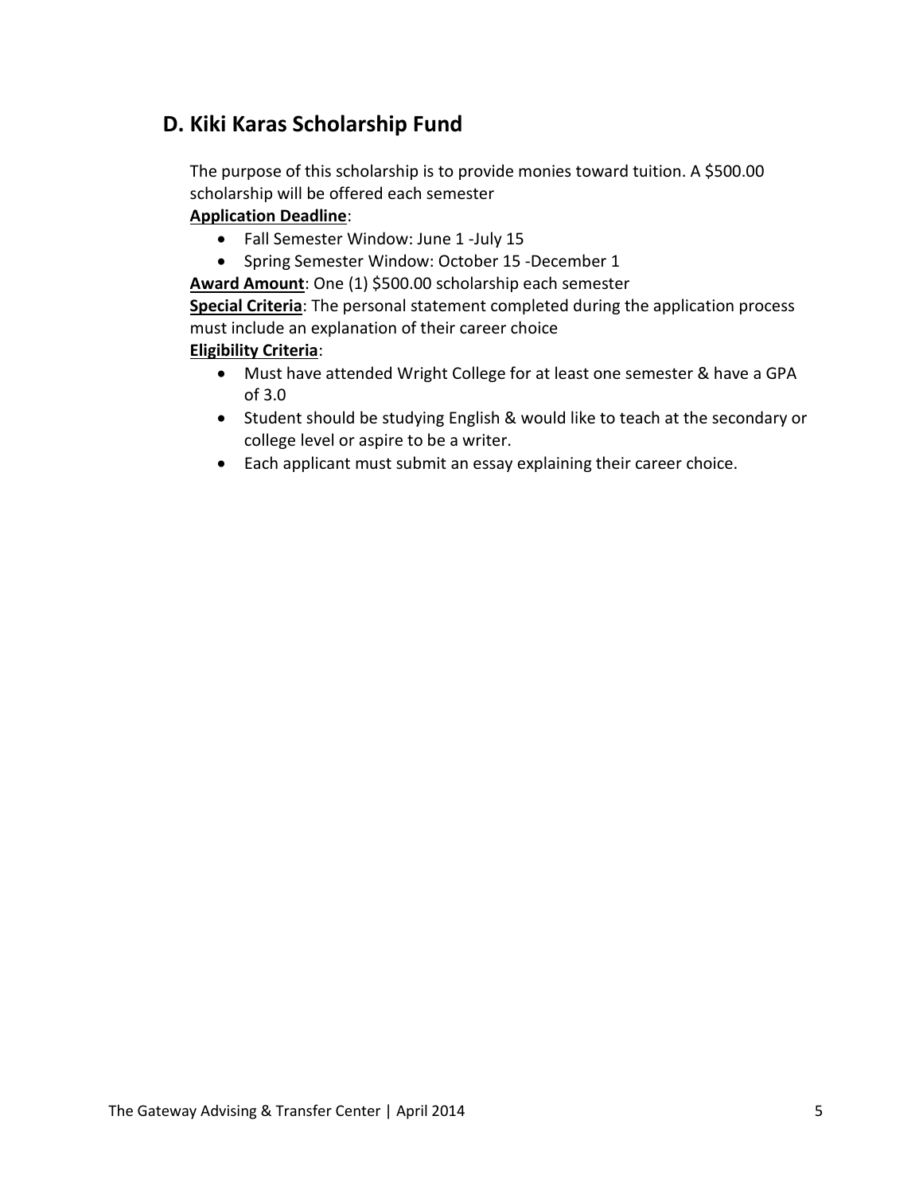## D. Kiki Karas Scholarship Fund

The purpose of this scholarship is to provide monies toward tuition. A $500.00 scholarship will be offered each semester

**Application Deadline**:

- Fall Semester Window: June 1 -July 15
- Spring Semester Window: October 15 -December 1

**Award Amount**: One (1) $500.00 scholarship each semester

**Special Criteria**: The personal statement completed during the application process must include an explanation of their career choice

**Eligibility Criteria**:

- Must have attended Wright College for at least one semester & have a GPA of 3.0
- Student should be studying English & would like to teach at the secondary or college level or aspire to be a writer.
- Each applicant must submit an essay explaining their career choice.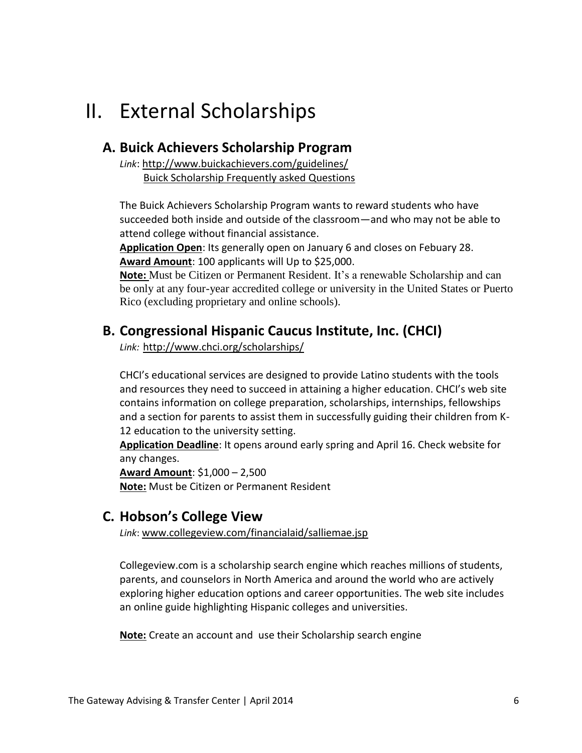# II. External Scholarships

## A. Buick Achievers Scholarship Program

*Link*: http://www.buickachievers.com/guidelines/
Buick Scholarship Frequently asked Questions

The Buick Achievers Scholarship Program wants to reward students who have succeeded both inside and outside of the classroom—and who may not be able to attend college without financial assistance.

**Application Open**: Its generally open on January 6 and closes on Febuary 28.

**Award Amount**: 100 applicants will Up to $25,000.

**Note:** Must be Citizen or Permanent Resident. It's a renewable Scholarship and can be only at any four-year accredited college or university in the United States or Puerto Rico (excluding proprietary and online schools).

## B. Congressional Hispanic Caucus Institute, Inc. (CHCI)

*Link:* http://www.chci.org/scholarships/

CHCI's educational services are designed to provide Latino students with the tools and resources they need to succeed in attaining a higher education. CHCI's web site contains information on college preparation, scholarships, internships, fellowships and a section for parents to assist them in successfully guiding their children from K-12 education to the university setting.

**Application Deadline**: It opens around early spring and April 16. Check website for any changes.

**Award Amount**: $1,000 – 2,500

**Note:** Must be Citizen or Permanent Resident

## C. Hobson's College View

*Link*: www.collegeview.com/financialaid/salliemae.jsp

Collegeview.com is a scholarship search engine which reaches millions of students, parents, and counselors in North America and around the world who are actively exploring higher education options and career opportunities. The web site includes an online guide highlighting Hispanic colleges and universities.

**Note:** Create an account and use their Scholarship search engine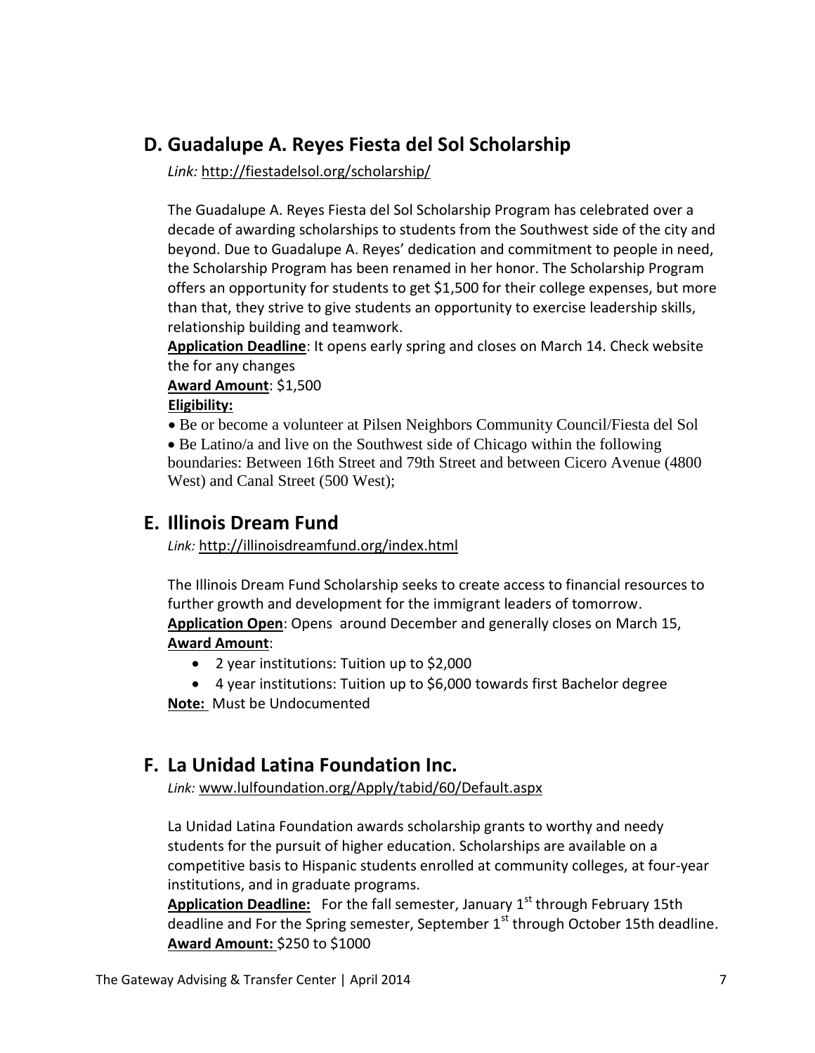## D. Guadalupe A. Reyes Fiesta del Sol Scholarship

*Link:* http://fiestadelsol.org/scholarship/

The Guadalupe A. Reyes Fiesta del Sol Scholarship Program has celebrated over a decade of awarding scholarships to students from the Southwest side of the city and beyond. Due to Guadalupe A. Reyes' dedication and commitment to people in need, the Scholarship Program has been renamed in her honor. The Scholarship Program offers an opportunity for students to get $1,500 for their college expenses, but more than that, they strive to give students an opportunity to exercise leadership skills, relationship building and teamwork.

**Application Deadline**: It opens early spring and closes on March 14. Check website the for any changes

**Award Amount**: $1,500

**Eligibility:**

- Be or become a volunteer at Pilsen Neighbors Community Council/Fiesta del Sol
- Be Latino/a and live on the Southwest side of Chicago within the following boundaries: Between 16th Street and 79th Street and between Cicero Avenue (4800 West) and Canal Street (500 West);

## E. Illinois Dream Fund

*Link:* http://illinoisdreamfund.org/index.html

The Illinois Dream Fund Scholarship seeks to create access to financial resources to further growth and development for the immigrant leaders of tomorrow.

**Application Open**: Opens around December and generally closes on March 15,

**Award Amount**:

- 2 year institutions: Tuition up to $2,000
- 4 year institutions: Tuition up to $6,000 towards first Bachelor degree

**Note:** Must be Undocumented

## F. La Unidad Latina Foundation Inc.

*Link:* www.lulfoundation.org/Apply/tabid/60/Default.aspx

La Unidad Latina Foundation awards scholarship grants to worthy and needy students for the pursuit of higher education. Scholarships are available on a competitive basis to Hispanic students enrolled at community colleges, at four-year institutions, and in graduate programs.

**Application Deadline:** For the fall semester, January 1st through February 15th deadline and For the Spring semester, September 1st through October 15th deadline.

**Award Amount:** $250 to $1000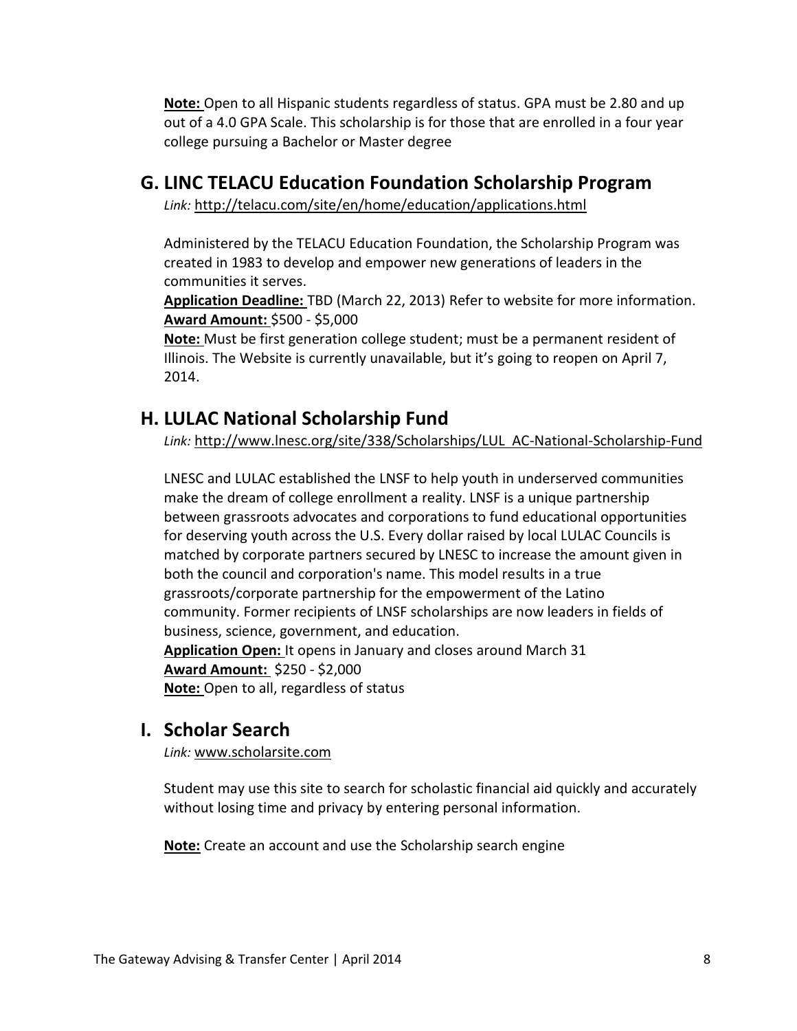**Note:** Open to all Hispanic students regardless of status. GPA must be 2.80 and up out of a 4.0 GPA Scale. This scholarship is for those that are enrolled in a four year college pursuing a Bachelor or Master degree

## G. LINC TELACU Education Foundation Scholarship Program

*Link:* http://telacu.com/site/en/home/education/applications.html

Administered by the TELACU Education Foundation, the Scholarship Program was created in 1983 to develop and empower new generations of leaders in the communities it serves.
**Application Deadline:** TBD (March 22, 2013) Refer to website for more information.
**Award Amount:** $500 - $5,000
**Note:** Must be first generation college student; must be a permanent resident of Illinois. The Website is currently unavailable, but it's going to reopen on April 7, 2014.

## H. LULAC National Scholarship Fund

*Link:* http://www.lnesc.org/site/338/Scholarships/LUL_AC-National-Scholarship-Fund

LNESC and LULAC established the LNSF to help youth in underserved communities make the dream of college enrollment a reality. LNSF is a unique partnership between grassroots advocates and corporations to fund educational opportunities for deserving youth across the U.S. Every dollar raised by local LULAC Councils is matched by corporate partners secured by LNESC to increase the amount given in both the council and corporation's name. This model results in a true grassroots/corporate partnership for the empowerment of the Latino community. Former recipients of LNSF scholarships are now leaders in fields of business, science, government, and education.
**Application Open:** It opens in January and closes around March 31
**Award Amount:** $250 - $2,000
**Note:** Open to all, regardless of status

## I. Scholar Search

*Link:* www.scholarsite.com

Student may use this site to search for scholastic financial aid quickly and accurately without losing time and privacy by entering personal information.

**Note:** Create an account and use the Scholarship search engine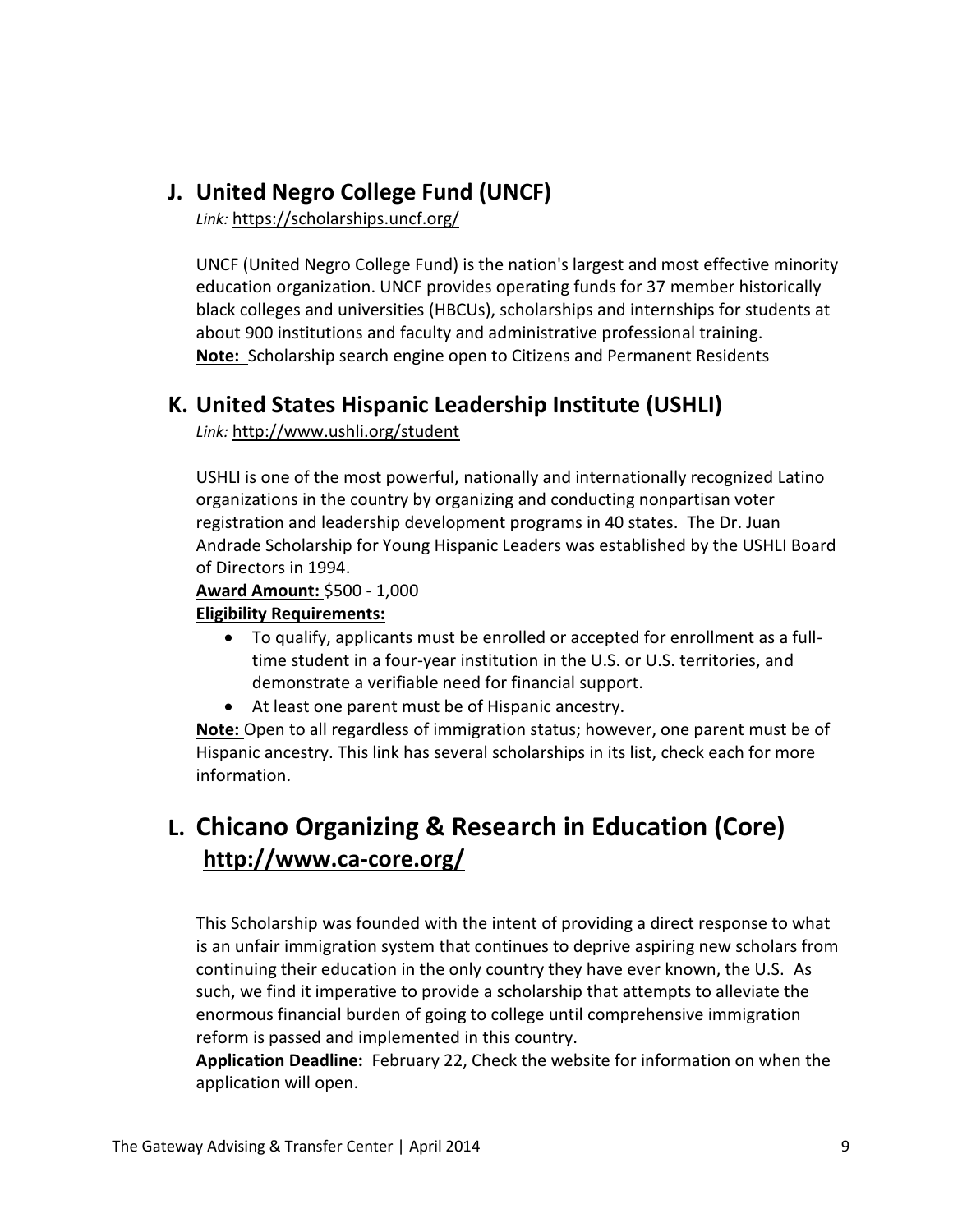## J. United Negro College Fund (UNCF)

*Link:* https://scholarships.uncf.org/

UNCF (United Negro College Fund) is the nation's largest and most effective minority education organization. UNCF provides operating funds for 37 member historically black colleges and universities (HBCUs), scholarships and internships for students at about 900 institutions and faculty and administrative professional training.
**Note:** Scholarship search engine open to Citizens and Permanent Residents

## K. United States Hispanic Leadership Institute (USHLI)

*Link:* http://www.ushli.org/student

USHLI is one of the most powerful, nationally and internationally recognized Latino organizations in the country by organizing and conducting nonpartisan voter registration and leadership development programs in 40 states. The Dr. Juan Andrade Scholarship for Young Hispanic Leaders was established by the USHLI Board of Directors in 1994.

**Award Amount:** $500 - 1,000

**Eligibility Requirements:**

- To qualify, applicants must be enrolled or accepted for enrollment as a full-time student in a four-year institution in the U.S. or U.S. territories, and demonstrate a verifiable need for financial support.
- At least one parent must be of Hispanic ancestry.

**Note:** Open to all regardless of immigration status; however, one parent must be of Hispanic ancestry. This link has several scholarships in its list, check each for more information.

## L. Chicano Organizing & Research in Education (Core) http://www.ca-core.org/

This Scholarship was founded with the intent of providing a direct response to what is an unfair immigration system that continues to deprive aspiring new scholars from continuing their education in the only country they have ever known, the U.S. As such, we find it imperative to provide a scholarship that attempts to alleviate the enormous financial burden of going to college until comprehensive immigration reform is passed and implemented in this country.

**Application Deadline:** February 22, Check the website for information on when the application will open.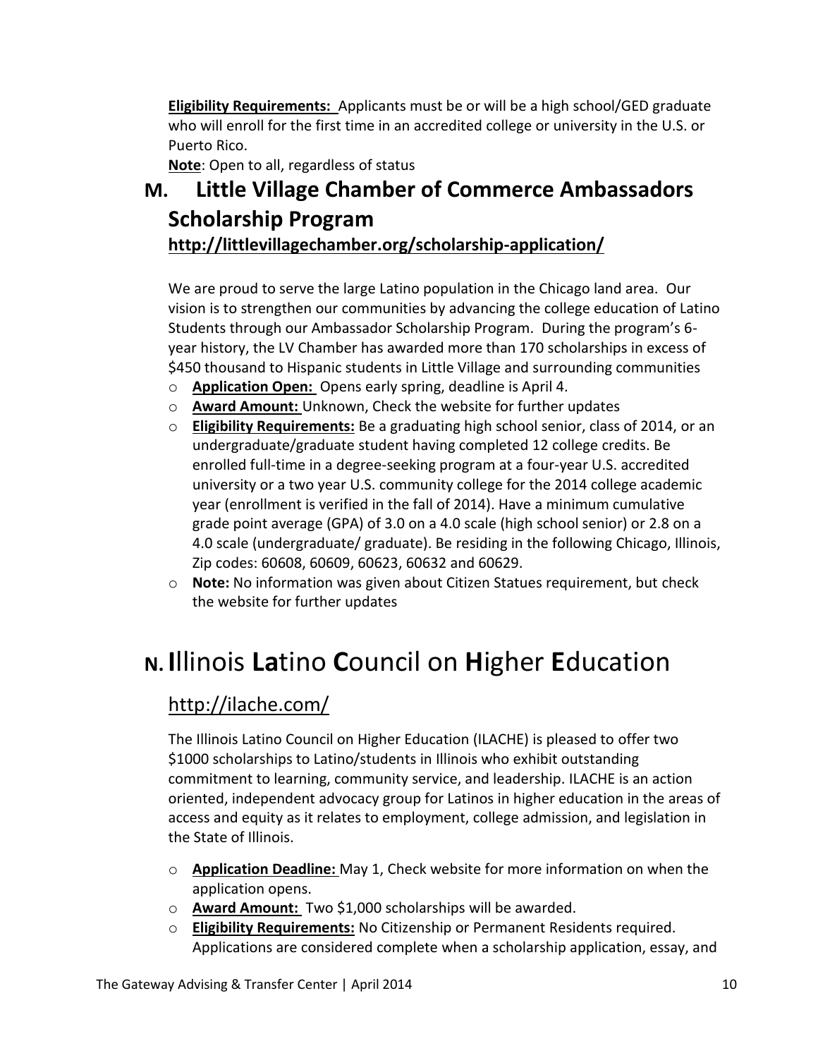**Eligibility Requirements:** Applicants must be or will be a high school/GED graduate who will enroll for the first time in an accredited college or university in the U.S. or Puerto Rico.

**Note**: Open to all, regardless of status

## M. Little Village Chamber of Commerce Ambassadors Scholarship Program

### http://littlevillagechamber.org/scholarship-application/

We are proud to serve the large Latino population in the Chicago land area. Our vision is to strengthen our communities by advancing the college education of Latino Students through our Ambassador Scholarship Program. During the program's 6-year history, the LV Chamber has awarded more than 170 scholarships in excess of $450 thousand to Hispanic students in Little Village and surrounding communities

- **Application Open:** Opens early spring, deadline is April 4.
- **Award Amount:** Unknown, Check the website for further updates
- **Eligibility Requirements:** Be a graduating high school senior, class of 2014, or an undergraduate/graduate student having completed 12 college credits. Be enrolled full-time in a degree-seeking program at a four-year U.S. accredited university or a two year U.S. community college for the 2014 college academic year (enrollment is verified in the fall of 2014). Have a minimum cumulative grade point average (GPA) of 3.0 on a 4.0 scale (high school senior) or 2.8 on a 4.0 scale (undergraduate/ graduate). Be residing in the following Chicago, Illinois, Zip codes: 60608, 60609, 60623, 60632 and 60629.
- **Note:** No information was given about Citizen Statues requirement, but check the website for further updates

# N. **I**llinois **La**tino **C**ouncil on **H**igher **E**ducation

## http://ilache.com/

The Illinois Latino Council on Higher Education (ILACHE) is pleased to offer two $1000 scholarships to Latino/students in Illinois who exhibit outstanding commitment to learning, community service, and leadership. ILACHE is an action oriented, independent advocacy group for Latinos in higher education in the areas of access and equity as it relates to employment, college admission, and legislation in the State of Illinois.

- **Application Deadline:** May 1, Check website for more information on when the application opens.
- **Award Amount:** Two $1,000 scholarships will be awarded.
- **Eligibility Requirements:** No Citizenship or Permanent Residents required. Applications are considered complete when a scholarship application, essay, and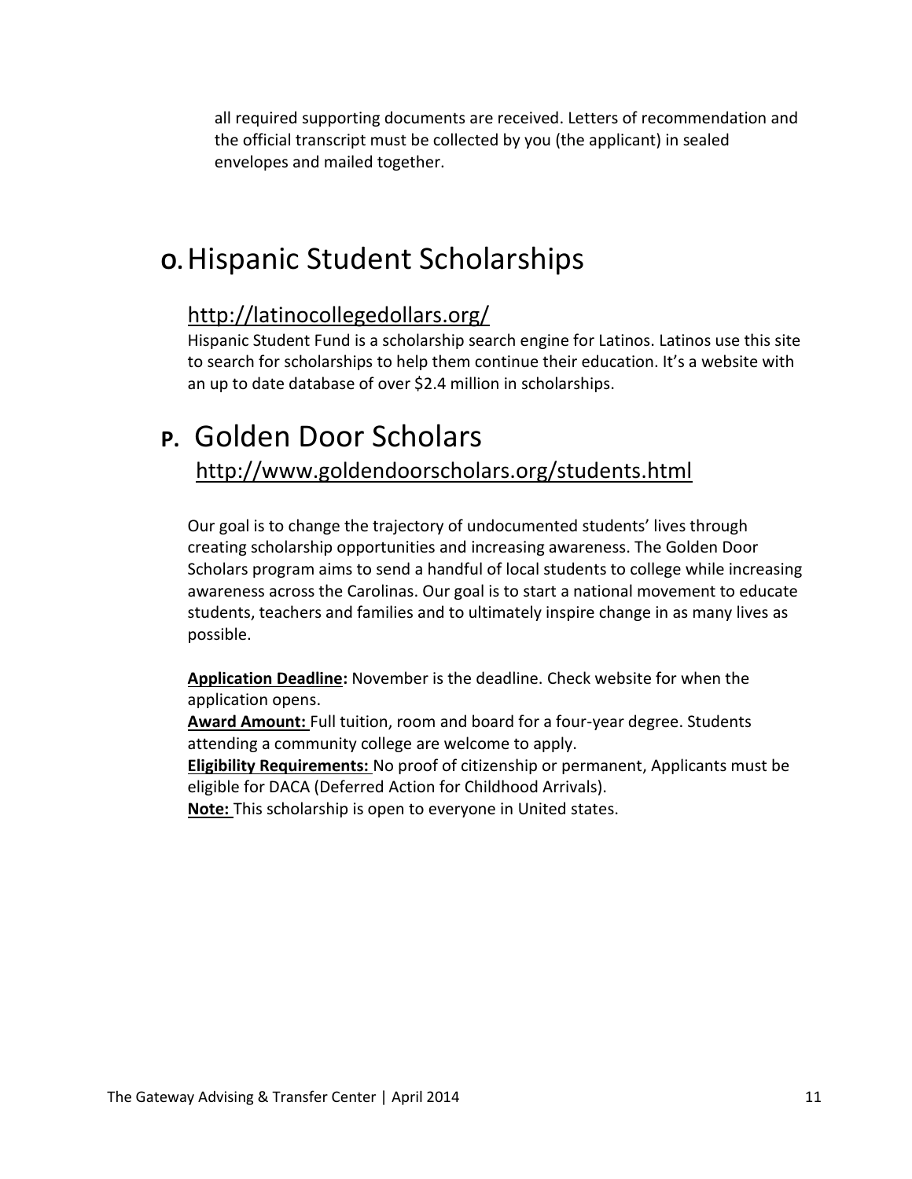all required supporting documents are received. Letters of recommendation and the official transcript must be collected by you (the applicant) in sealed envelopes and mailed together.

# O. Hispanic Student Scholarships

## http://latinocollegedollars.org/

Hispanic Student Fund is a scholarship search engine for Latinos. Latinos use this site to search for scholarships to help them continue their education. It's a website with an up to date database of over $2.4 million in scholarships.

# P. Golden Door Scholars

## http://www.goldendoorscholars.org/students.html

Our goal is to change the trajectory of undocumented students' lives through creating scholarship opportunities and increasing awareness. The Golden Door Scholars program aims to send a handful of local students to college while increasing awareness across the Carolinas. Our goal is to start a national movement to educate students, teachers and families and to ultimately inspire change in as many lives as possible.

**Application Deadline:** November is the deadline. Check website for when the application opens.
**Award Amount:** Full tuition, room and board for a four-year degree. Students attending a community college are welcome to apply.
**Eligibility Requirements:** No proof of citizenship or permanent, Applicants must be eligible for DACA (Deferred Action for Childhood Arrivals).
**Note:** This scholarship is open to everyone in United states.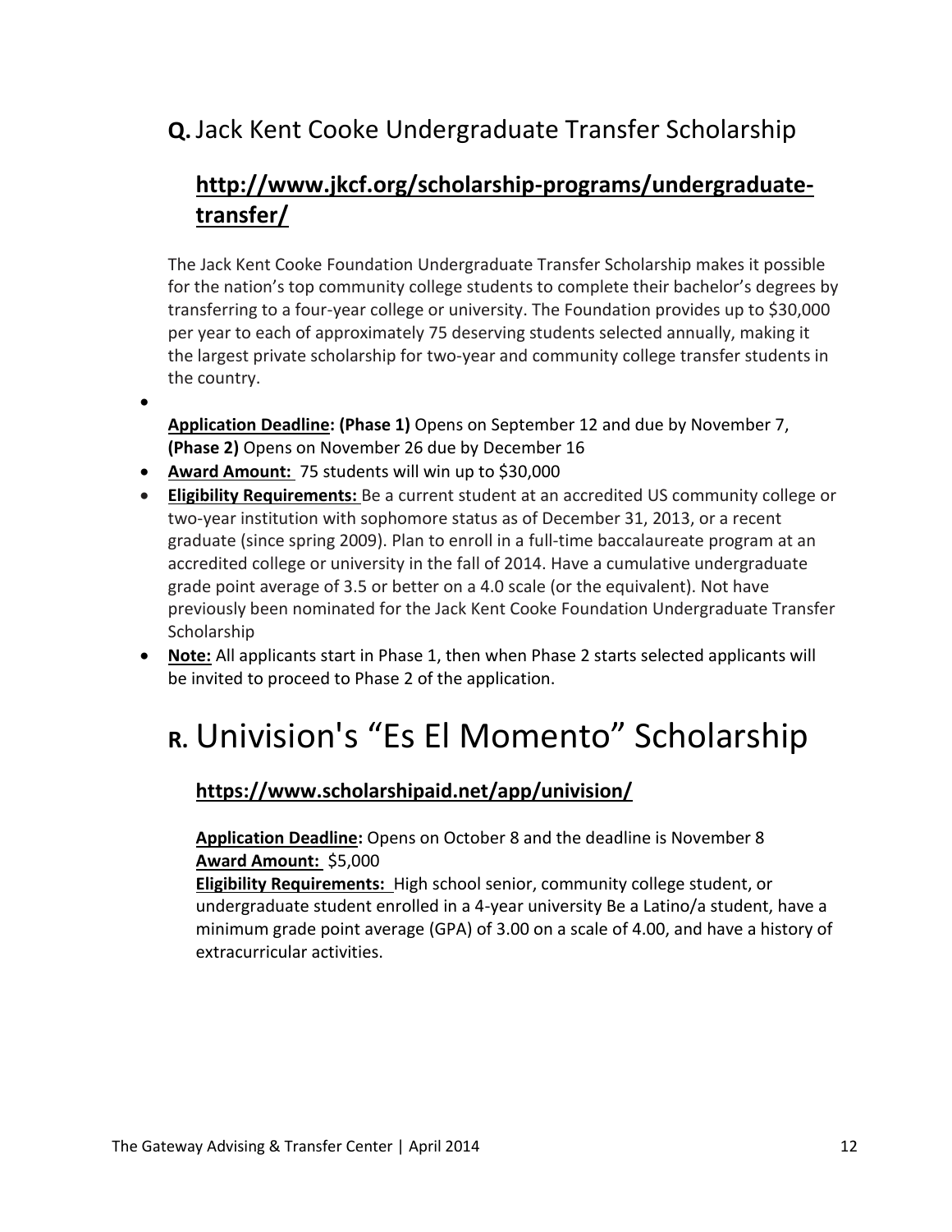## **Q.** Jack Kent Cooke Undergraduate Transfer Scholarship

### **http://www.jkcf.org/scholarship-programs/undergraduate-transfer/**

The Jack Kent Cooke Foundation Undergraduate Transfer Scholarship makes it possible for the nation's top community college students to complete their bachelor's degrees by transferring to a four-year college or university. The Foundation provides up to $30,000 per year to each of approximately 75 deserving students selected annually, making it the largest private scholarship for two-year and community college transfer students in the country.

- **Application Deadline: (Phase 1)** Opens on September 12 and due by November 7, **(Phase 2)** Opens on November 26 due by December 16
- **Award Amount:** 75 students will win up to $30,000
- **Eligibility Requirements:** Be a current student at an accredited US community college or two-year institution with sophomore status as of December 31, 2013, or a recent graduate (since spring 2009). Plan to enroll in a full-time baccalaureate program at an accredited college or university in the fall of 2014. Have a cumulative undergraduate grade point average of 3.5 or better on a 4.0 scale (or the equivalent). Not have previously been nominated for the Jack Kent Cooke Foundation Undergraduate Transfer Scholarship
- **Note:** All applicants start in Phase 1, then when Phase 2 starts selected applicants will be invited to proceed to Phase 2 of the application.

# **R.** Univision's "Es El Momento" Scholarship

### **https://www.scholarshipaid.net/app/univision/**

**Application Deadline:** Opens on October 8 and the deadline is November 8
**Award Amount:** $5,000
**Eligibility Requirements:** High school senior, community college student, or undergraduate student enrolled in a 4-year university Be a Latino/a student, have a minimum grade point average (GPA) of 3.00 on a scale of 4.00, and have a history of extracurricular activities.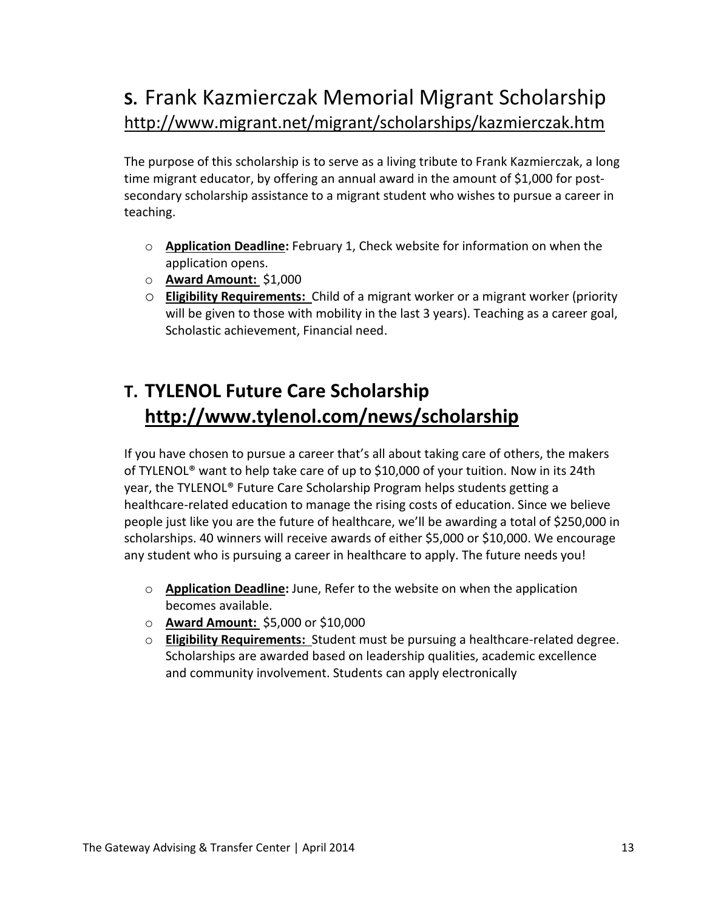## S. Frank Kazmierczak Memorial Migrant Scholarship
http://www.migrant.net/migrant/scholarships/kazmierczak.htm

The purpose of this scholarship is to serve as a living tribute to Frank Kazmierczak, a long time migrant educator, by offering an annual award in the amount of $1,000 for post-secondary scholarship assistance to a migrant student who wishes to pursue a career in teaching.

- **Application Deadline:** February 1, Check website for information on when the application opens.
- **Award Amount:** $1,000
- **Eligibility Requirements:** Child of a migrant worker or a migrant worker (priority will be given to those with mobility in the last 3 years). Teaching as a career goal, Scholastic achievement, Financial need.

## T. TYLENOL Future Care Scholarship
**http://www.tylenol.com/news/scholarship**

If you have chosen to pursue a career that's all about taking care of others, the makers of TYLENOL® want to help take care of up to $10,000 of your tuition. Now in its 24th year, the TYLENOL® Future Care Scholarship Program helps students getting a healthcare-related education to manage the rising costs of education. Since we believe people just like you are the future of healthcare, we'll be awarding a total of $250,000 in scholarships. 40 winners will receive awards of either $5,000 or $10,000. We encourage any student who is pursuing a career in healthcare to apply. The future needs you!

- **Application Deadline:** June, Refer to the website on when the application becomes available.
- **Award Amount:** $5,000 or $10,000
- **Eligibility Requirements:** Student must be pursuing a healthcare-related degree. Scholarships are awarded based on leadership qualities, academic excellence and community involvement. Students can apply electronically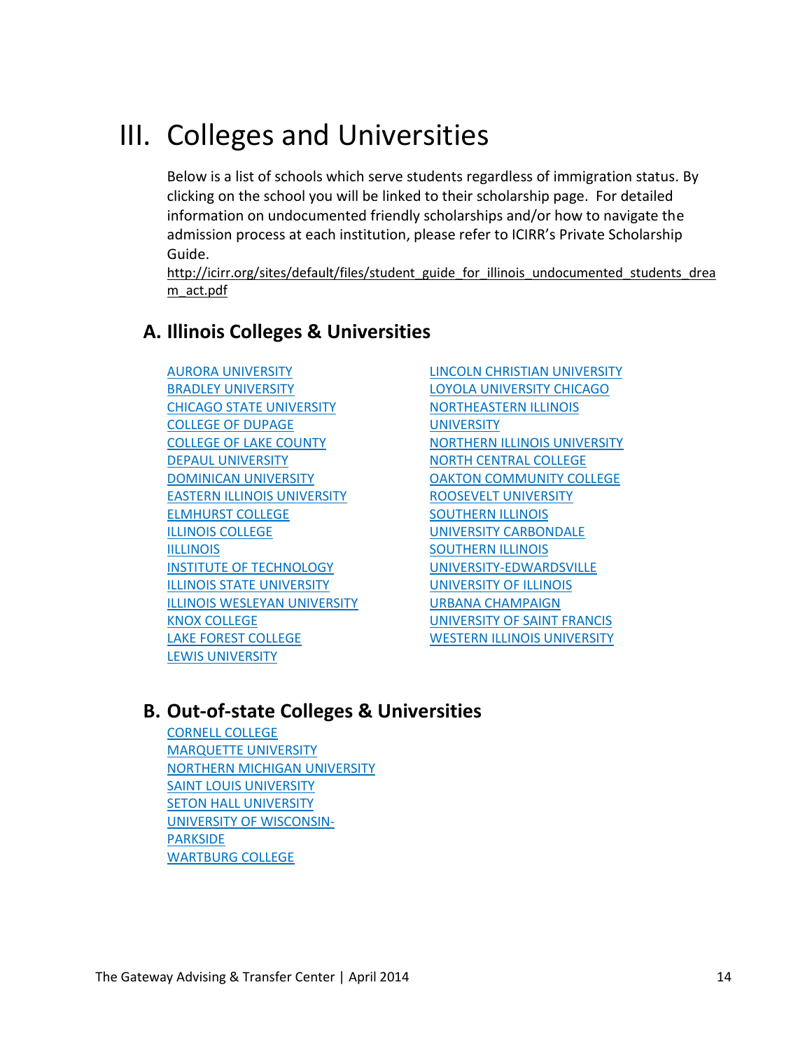# III. Colleges and Universities

Below is a list of schools which serve students regardless of immigration status. By clicking on the school you will be linked to their scholarship page. For detailed information on undocumented friendly scholarships and/or how to navigate the admission process at each institution, please refer to ICIRR's Private Scholarship Guide.
http://icirr.org/sites/default/files/student_guide_for_illinois_undocumented_students_dream_act.pdf

## A. Illinois Colleges & Universities

- AURORA UNIVERSITY
- BRADLEY UNIVERSITY
- CHICAGO STATE UNIVERSITY
- COLLEGE OF DUPAGE
- COLLEGE OF LAKE COUNTY
- DEPAUL UNIVERSITY
- DOMINICAN UNIVERSITY
- EASTERN ILLINOIS UNIVERSITY
- ELMHURST COLLEGE
- ILLINOIS COLLEGE
- IILLINOIS INSTITUTE OF TECHNOLOGY
- ILLINOIS STATE UNIVERSITY
- ILLINOIS WESLEYAN UNIVERSITY
- KNOX COLLEGE
- LAKE FOREST COLLEGE
- LEWIS UNIVERSITY
- LINCOLN CHRISTIAN UNIVERSITY
- LOYOLA UNIVERSITY CHICAGO
- NORTHEASTERN ILLINOIS UNIVERSITY
- NORTHERN ILLINOIS UNIVERSITY
- NORTH CENTRAL COLLEGE
- OAKTON COMMUNITY COLLEGE
- ROOSEVELT UNIVERSITY
- SOUTHERN ILLINOIS UNIVERSITY CARBONDALE
- SOUTHERN ILLINOIS UNIVERSITY-EDWARDSVILLE
- UNIVERSITY OF ILLINOIS URBANA CHAMPAIGN
- UNIVERSITY OF SAINT FRANCIS
- WESTERN ILLINOIS UNIVERSITY

## B. Out-of-state Colleges & Universities

- CORNELL COLLEGE
- MARQUETTE UNIVERSITY
- NORTHERN MICHIGAN UNIVERSITY
- SAINT LOUIS UNIVERSITY
- SETON HALL UNIVERSITY
- UNIVERSITY OF WISCONSIN-PARKSIDE
- WARTBURG COLLEGE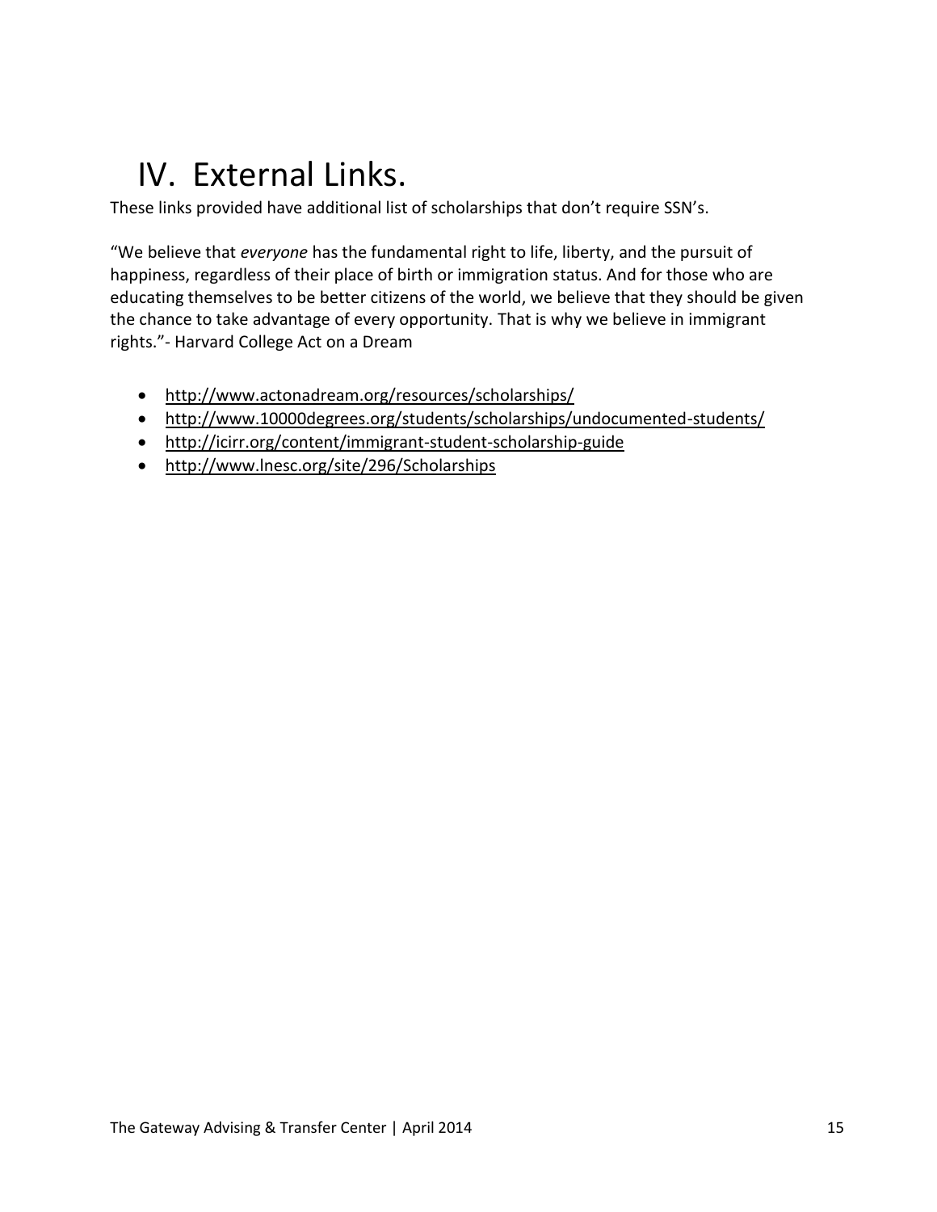# IV. External Links.

These links provided have additional list of scholarships that don't require SSN's.

"We believe that *everyone* has the fundamental right to life, liberty, and the pursuit of happiness, regardless of their place of birth or immigration status. And for those who are educating themselves to be better citizens of the world, we believe that they should be given the chance to take advantage of every opportunity. That is why we believe in immigrant rights."- Harvard College Act on a Dream

- http://www.actonadream.org/resources/scholarships/
- http://www.10000degrees.org/students/scholarships/undocumented-students/
- http://icirr.org/content/immigrant-student-scholarship-guide
- http://www.lnesc.org/site/296/Scholarships